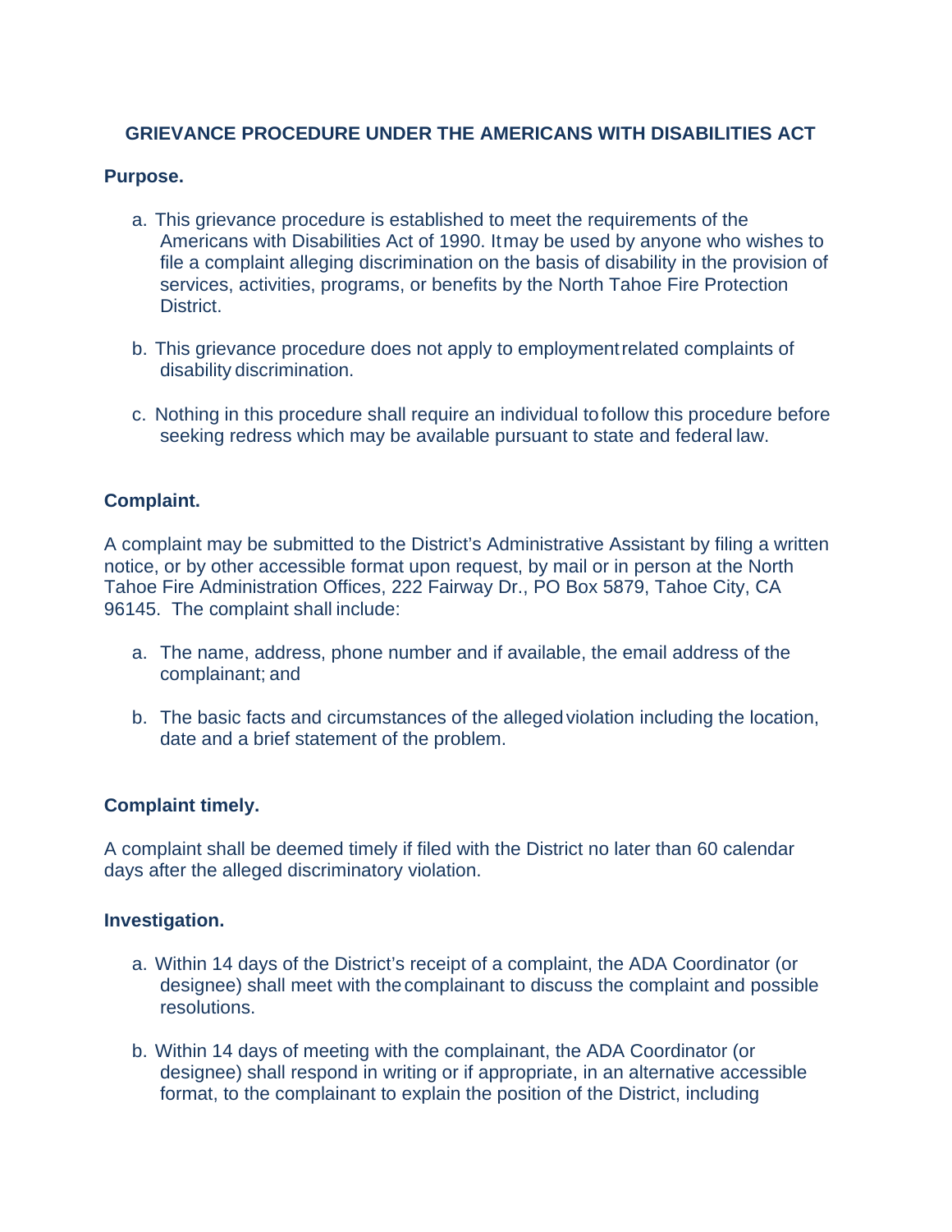## GRIEVANCE PROCEDURE UNDER THE AMERICANS WITH DISABILITIES ACT

**Purpose.**

a. This grievance procedure is established to meet the requirements of the Americans with Disabilities Act of 1990. It may be used by anyone who wishes to file a complaint alleging discrimination on the basis of disability in the provision of services, activities, programs, or benefits by the North Tahoe Fire Protection District.

b. This grievance procedure does not apply to employment related complaints of disability discrimination.

c. Nothing in this procedure shall require an individual to follow this procedure before seeking redress which may be available pursuant to state and federal law.

**Complaint.**

A complaint may be submitted to the District's Administrative Assistant by filing a written notice, or by other accessible format upon request, by mail or in person at the North Tahoe Fire Administration Offices, 222 Fairway Dr., PO Box 5879, Tahoe City, CA 96145. The complaint shall include:

a. The name, address, phone number and if available, the email address of the complainant; and

b. The basic facts and circumstances of the alleged violation including the location, date and a brief statement of the problem.

**Complaint timely.**

A complaint shall be deemed timely if filed with the District no later than 60 calendar days after the alleged discriminatory violation.

**Investigation.**

a. Within 14 days of the District's receipt of a complaint, the ADA Coordinator (or designee) shall meet with the complainant to discuss the complaint and possible resolutions.

b. Within 14 days of meeting with the complainant, the ADA Coordinator (or designee) shall respond in writing or if appropriate, in an alternative accessible format, to the complainant to explain the position of the District, including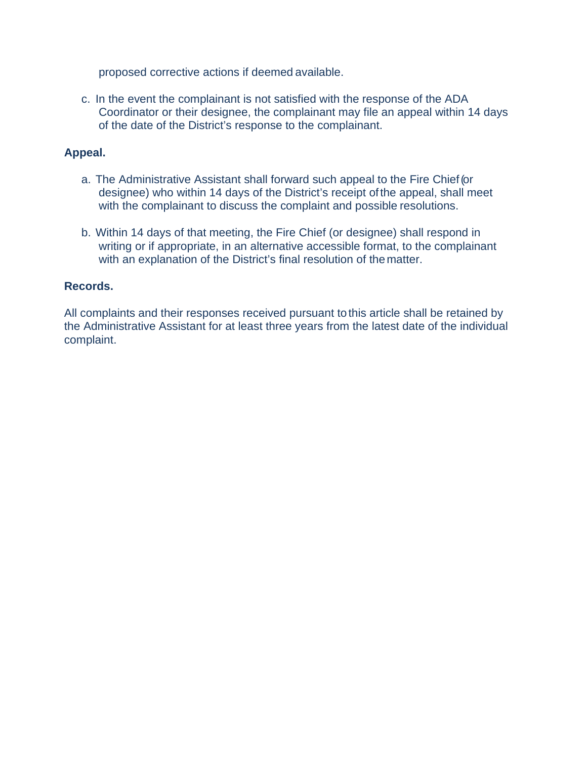proposed corrective actions if deemed available.

c. In the event the complainant is not satisfied with the response of the ADA Coordinator or their designee, the complainant may file an appeal within 14 days of the date of the District's response to the complainant.

**Appeal.**

a. The Administrative Assistant shall forward such appeal to the Fire Chief (or designee) who within 14 days of the District's receipt of the appeal, shall meet with the complainant to discuss the complaint and possible resolutions.

b. Within 14 days of that meeting, the Fire Chief (or designee) shall respond in writing or if appropriate, in an alternative accessible format, to the complainant with an explanation of the District's final resolution of the matter.

**Records.**

All complaints and their responses received pursuant to this article shall be retained by the Administrative Assistant for at least three years from the latest date of the individual complaint.